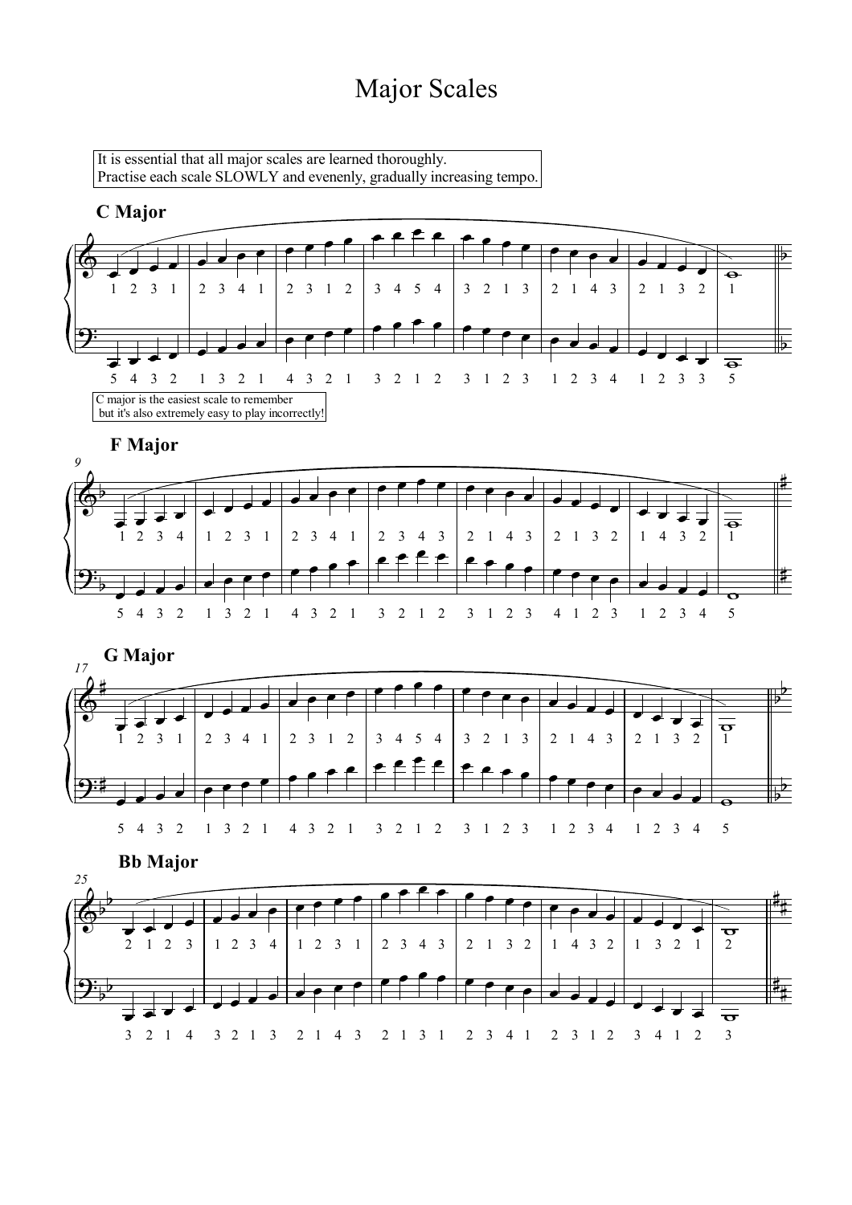# Major Scales

It is essential that all major scales are learned thoroughly.
Practise each scale SLOWLY and evenenly, gradually increasing tempo.

**C Major**

C major is the easiest scale to remember
but it's also extremely easy to play incorrectly!

**F Major**

**G Major**

**Bb Major**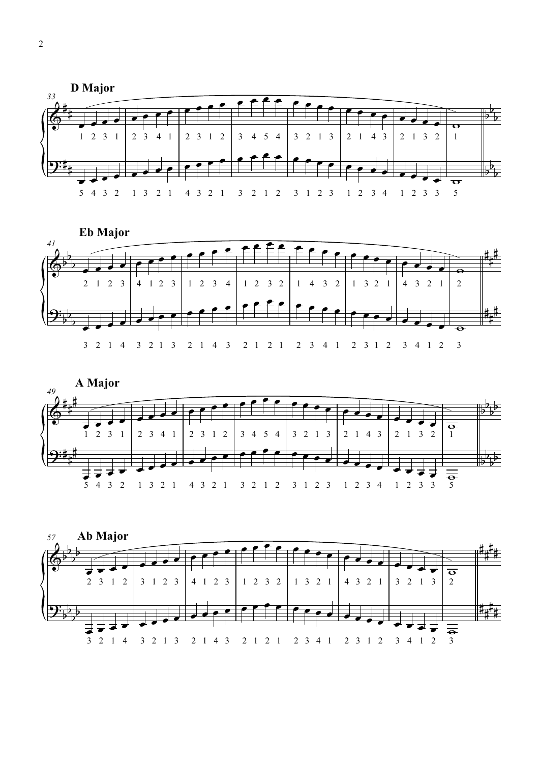## D Major

## Eb Major

## A Major

## Ab Major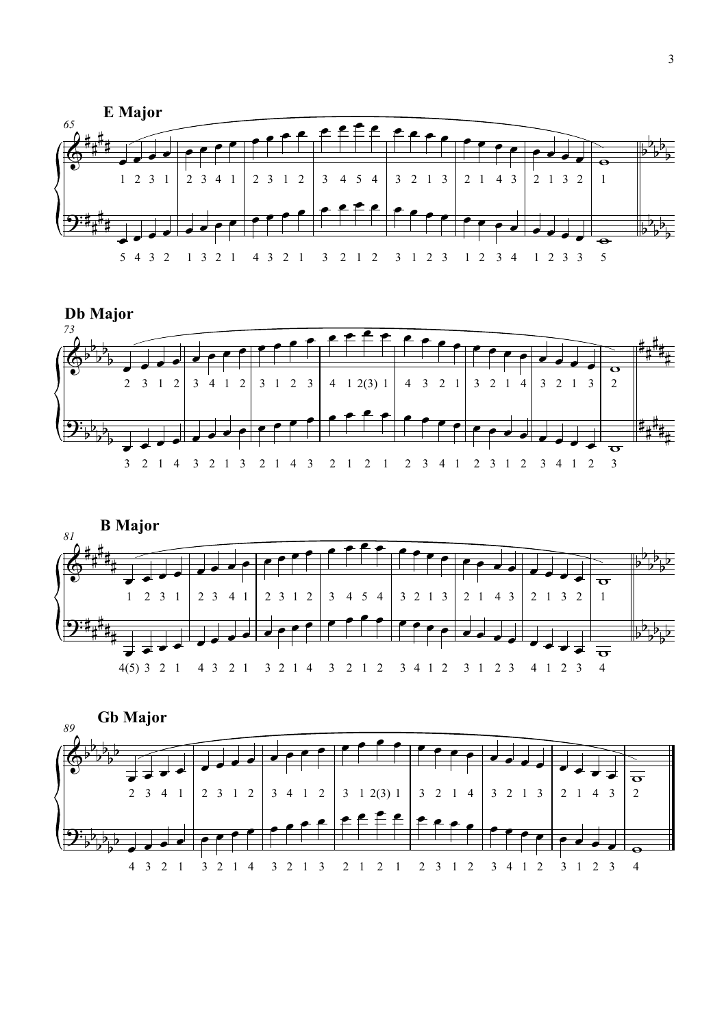## E Major

## Db Major

## B Major

## Gb Major